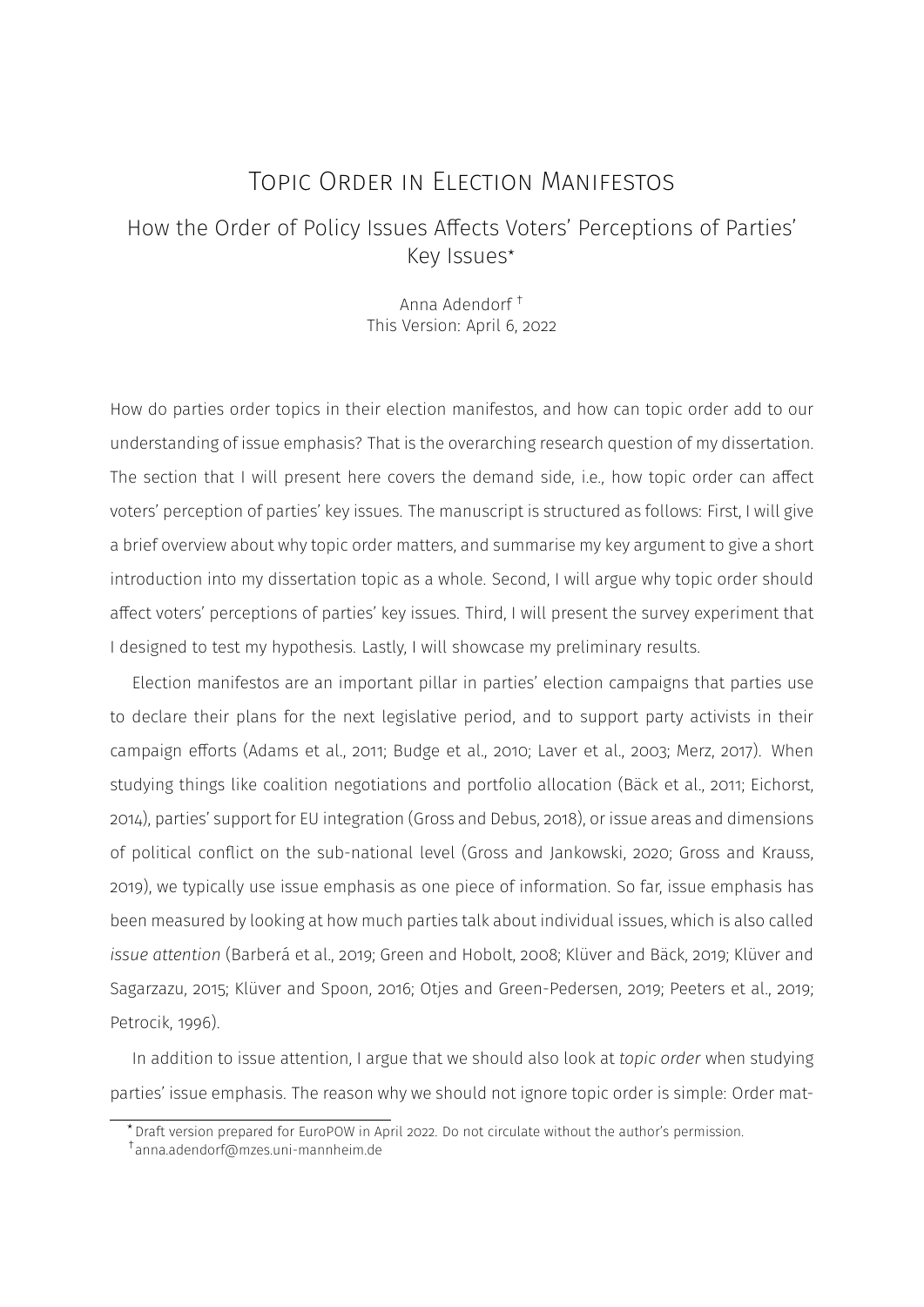# Topic Order in Election Manifestos

## How the Order of Policy Issues Affects Voters' Perceptions of Parties' Key Issues*

Anna Adendorf †
This Version: April 6, 2022

How do parties order topics in their election manifestos, and how can topic order add to our understanding of issue emphasis? That is the overarching research question of my dissertation. The section that I will present here covers the demand side, i.e., how topic order can affect voters' perception of parties' key issues. The manuscript is structured as follows: First, I will give a brief overview about why topic order matters, and summarise my key argument to give a short introduction into my dissertation topic as a whole. Second, I will argue why topic order should affect voters' perceptions of parties' key issues. Third, I will present the survey experiment that I designed to test my hypothesis. Lastly, I will showcase my preliminary results.

Election manifestos are an important pillar in parties' election campaigns that parties use to declare their plans for the next legislative period, and to support party activists in their campaign efforts (Adams et al., 2011; Budge et al., 2010; Laver et al., 2003; Merz, 2017). When studying things like coalition negotiations and portfolio allocation (Bäck et al., 2011; Eichorst, 2014), parties' support for EU integration (Gross and Debus, 2018), or issue areas and dimensions of political conflict on the sub-national level (Gross and Jankowski, 2020; Gross and Krauss, 2019), we typically use issue emphasis as one piece of information. So far, issue emphasis has been measured by looking at how much parties talk about individual issues, which is also called *issue attention* (Barberá et al., 2019; Green and Hobolt, 2008; Klüver and Bäck, 2019; Klüver and Sagarzazu, 2015; Klüver and Spoon, 2016; Otjes and Green-Pedersen, 2019; Peeters et al., 2019; Petrocik, 1996).

In addition to issue attention, I argue that we should also look at *topic order* when studying parties' issue emphasis. The reason why we should not ignore topic order is simple: Order mat-

* Draft version prepared for EuroPOW in April 2022. Do not circulate without the author's permission.

† anna.adendorf@mzes.uni-mannheim.de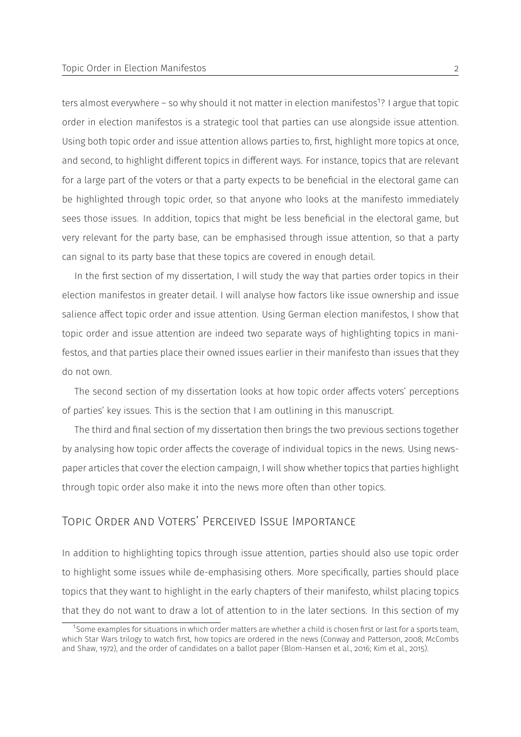ters almost everywhere – so why should it not matter in election manifestos[1]? I argue that topic order in election manifestos is a strategic tool that parties can use alongside issue attention. Using both topic order and issue attention allows parties to, first, highlight more topics at once, and second, to highlight different topics in different ways. For instance, topics that are relevant for a large part of the voters or that a party expects to be beneficial in the electoral game can be highlighted through topic order, so that anyone who looks at the manifesto immediately sees those issues. In addition, topics that might be less beneficial in the electoral game, but very relevant for the party base, can be emphasised through issue attention, so that a party can signal to its party base that these topics are covered in enough detail.

In the first section of my dissertation, I will study the way that parties order topics in their election manifestos in greater detail. I will analyse how factors like issue ownership and issue salience affect topic order and issue attention. Using German election manifestos, I show that topic order and issue attention are indeed two separate ways of highlighting topics in manifestos, and that parties place their owned issues earlier in their manifesto than issues that they do not own.

The second section of my dissertation looks at how topic order affects voters' perceptions of parties' key issues. This is the section that I am outlining in this manuscript.

The third and final section of my dissertation then brings the two previous sections together by analysing how topic order affects the coverage of individual topics in the news. Using newspaper articles that cover the election campaign, I will show whether topics that parties highlight through topic order also make it into the news more often than other topics.

## Topic Order and Voters' Perceived Issue Importance

In addition to highlighting topics through issue attention, parties should also use topic order to highlight some issues while de-emphasising others. More specifically, parties should place topics that they want to highlight in the early chapters of their manifesto, whilst placing topics that they do not want to draw a lot of attention to in the later sections. In this section of my

[1] Some examples for situations in which order matters are whether a child is chosen first or last for a sports team, which Star Wars trilogy to watch first, how topics are ordered in the news (Conway and Patterson, 2008; McCombs and Shaw, 1972), and the order of candidates on a ballot paper (Blom-Hansen et al., 2016; Kim et al., 2015).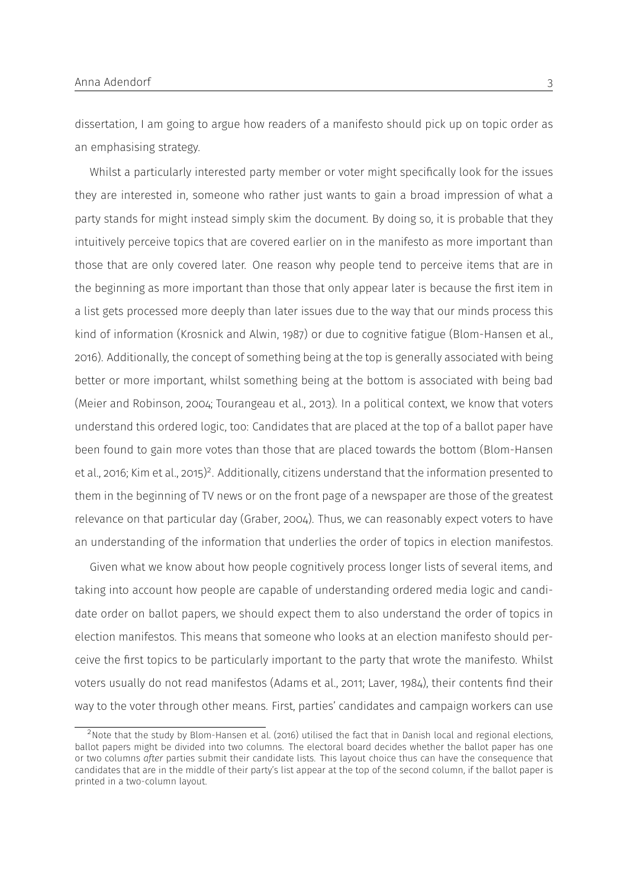dissertation, I am going to argue how readers of a manifesto should pick up on topic order as an emphasising strategy.

Whilst a particularly interested party member or voter might specifically look for the issues they are interested in, someone who rather just wants to gain a broad impression of what a party stands for might instead simply skim the document. By doing so, it is probable that they intuitively perceive topics that are covered earlier on in the manifesto as more important than those that are only covered later. One reason why people tend to perceive items that are in the beginning as more important than those that only appear later is because the first item in a list gets processed more deeply than later issues due to the way that our minds process this kind of information (Krosnick and Alwin, 1987) or due to cognitive fatigue (Blom-Hansen et al., 2016). Additionally, the concept of something being at the top is generally associated with being better or more important, whilst something being at the bottom is associated with being bad (Meier and Robinson, 2004; Tourangeau et al., 2013). In a political context, we know that voters understand this ordered logic, too: Candidates that are placed at the top of a ballot paper have been found to gain more votes than those that are placed towards the bottom (Blom-Hansen et al., 2016; Kim et al., 2015)[2]. Additionally, citizens understand that the information presented to them in the beginning of TV news or on the front page of a newspaper are those of the greatest relevance on that particular day (Graber, 2004). Thus, we can reasonably expect voters to have an understanding of the information that underlies the order of topics in election manifestos.

Given what we know about how people cognitively process longer lists of several items, and taking into account how people are capable of understanding ordered media logic and candidate order on ballot papers, we should expect them to also understand the order of topics in election manifestos. This means that someone who looks at an election manifesto should perceive the first topics to be particularly important to the party that wrote the manifesto. Whilst voters usually do not read manifestos (Adams et al., 2011; Laver, 1984), their contents find their way to the voter through other means. First, parties' candidates and campaign workers can use

[2] Note that the study by Blom-Hansen et al. (2016) utilised the fact that in Danish local and regional elections, ballot papers might be divided into two columns. The electoral board decides whether the ballot paper has one or two columns *after* parties submit their candidate lists. This layout choice thus can have the consequence that candidates that are in the middle of their party's list appear at the top of the second column, if the ballot paper is printed in a two-column layout.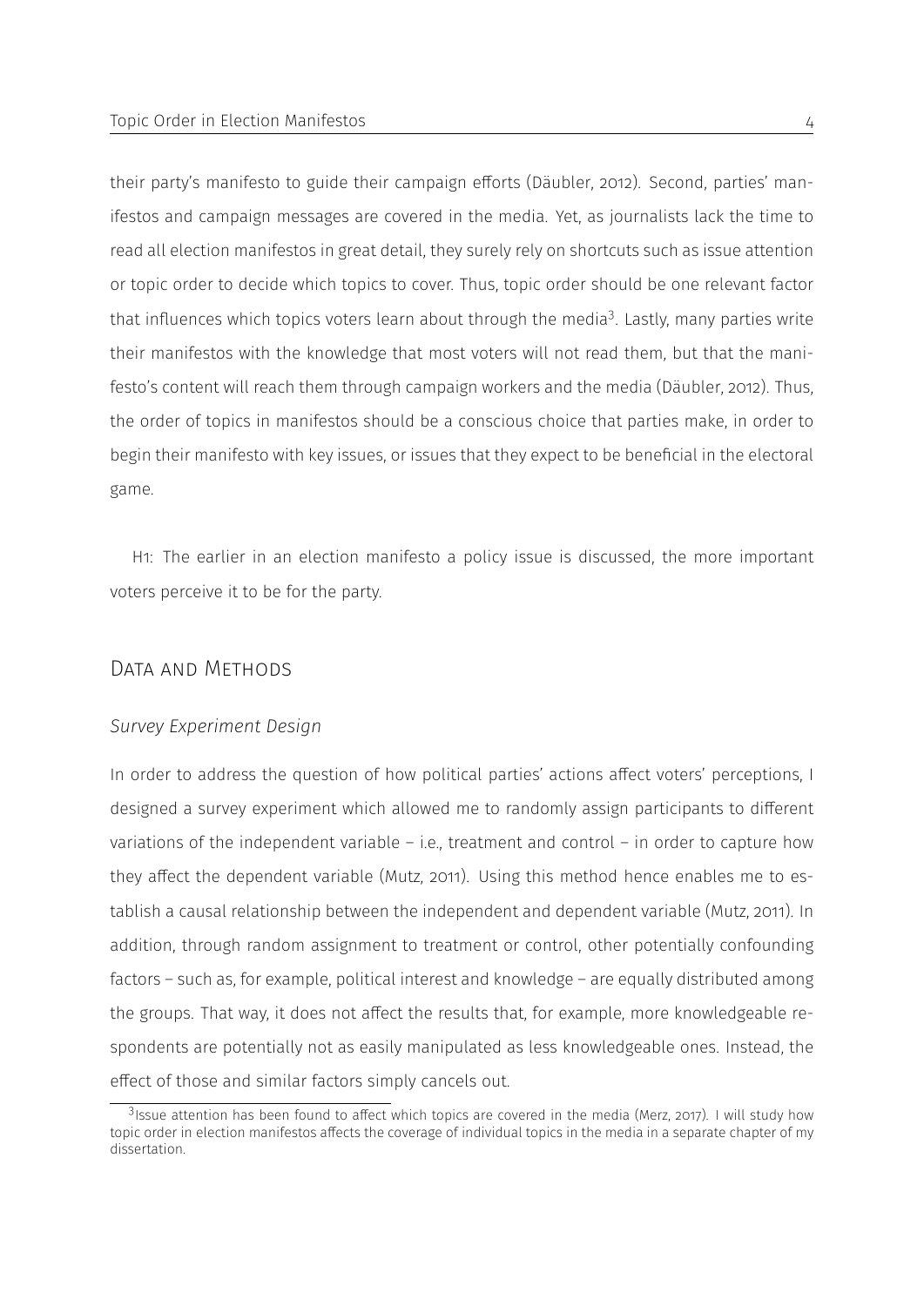their party's manifesto to guide their campaign efforts (Däubler, 2012). Second, parties' manifestos and campaign messages are covered in the media. Yet, as journalists lack the time to read all election manifestos in great detail, they surely rely on shortcuts such as issue attention or topic order to decide which topics to cover. Thus, topic order should be one relevant factor that influences which topics voters learn about through the media[3]. Lastly, many parties write their manifestos with the knowledge that most voters will not read them, but that the manifesto's content will reach them through campaign workers and the media (Däubler, 2012). Thus, the order of topics in manifestos should be a conscious choice that parties make, in order to begin their manifesto with key issues, or issues that they expect to be beneficial in the electoral game.

H1: The earlier in an election manifesto a policy issue is discussed, the more important voters perceive it to be for the party.

## Data and Methods

### *Survey Experiment Design*

In order to address the question of how political parties' actions affect voters' perceptions, I designed a survey experiment which allowed me to randomly assign participants to different variations of the independent variable – i.e., treatment and control – in order to capture how they affect the dependent variable (Mutz, 2011). Using this method hence enables me to establish a causal relationship between the independent and dependent variable (Mutz, 2011). In addition, through random assignment to treatment or control, other potentially confounding factors – such as, for example, political interest and knowledge – are equally distributed among the groups. That way, it does not affect the results that, for example, more knowledgeable respondents are potentially not as easily manipulated as less knowledgeable ones. Instead, the effect of those and similar factors simply cancels out.

[3] Issue attention has been found to affect which topics are covered in the media (Merz, 2017). I will study how topic order in election manifestos affects the coverage of individual topics in the media in a separate chapter of my dissertation.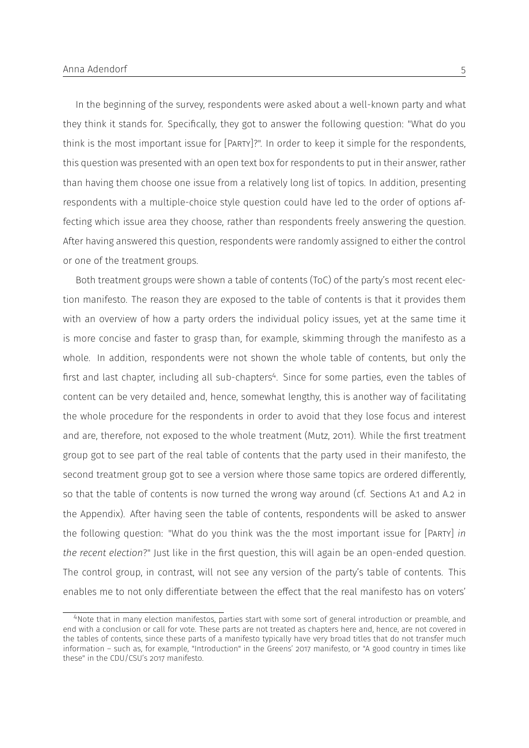In the beginning of the survey, respondents were asked about a well-known party and what they think it stands for. Specifically, they got to answer the following question: "What do you think is the most important issue for [Party]?". In order to keep it simple for the respondents, this question was presented with an open text box for respondents to put in their answer, rather than having them choose one issue from a relatively long list of topics. In addition, presenting respondents with a multiple-choice style question could have led to the order of options affecting which issue area they choose, rather than respondents freely answering the question. After having answered this question, respondents were randomly assigned to either the control or one of the treatment groups.

Both treatment groups were shown a table of contents (ToC) of the party's most recent election manifesto. The reason they are exposed to the table of contents is that it provides them with an overview of how a party orders the individual policy issues, yet at the same time it is more concise and faster to grasp than, for example, skimming through the manifesto as a whole. In addition, respondents were not shown the whole table of contents, but only the first and last chapter, including all sub-chapters[4]. Since for some parties, even the tables of content can be very detailed and, hence, somewhat lengthy, this is another way of facilitating the whole procedure for the respondents in order to avoid that they lose focus and interest and are, therefore, not exposed to the whole treatment (Mutz, 2011). While the first treatment group got to see part of the real table of contents that the party used in their manifesto, the second treatment group got to see a version where those same topics are ordered differently, so that the table of contents is now turned the wrong way around (cf. Sections A.1 and A.2 in the Appendix). After having seen the table of contents, respondents will be asked to answer the following question: "What do you think was the the most important issue for [Party] *in the recent election*?" Just like in the first question, this will again be an open-ended question. The control group, in contrast, will not see any version of the party's table of contents. This enables me to not only differentiate between the effect that the real manifesto has on voters'

[4]Note that in many election manifestos, parties start with some sort of general introduction or preamble, and end with a conclusion or call for vote. These parts are not treated as chapters here and, hence, are not covered in the tables of contents, since these parts of a manifesto typically have very broad titles that do not transfer much information – such as, for example, "Introduction" in the Greens' 2017 manifesto, or "A good country in times like these" in the CDU/CSU's 2017 manifesto.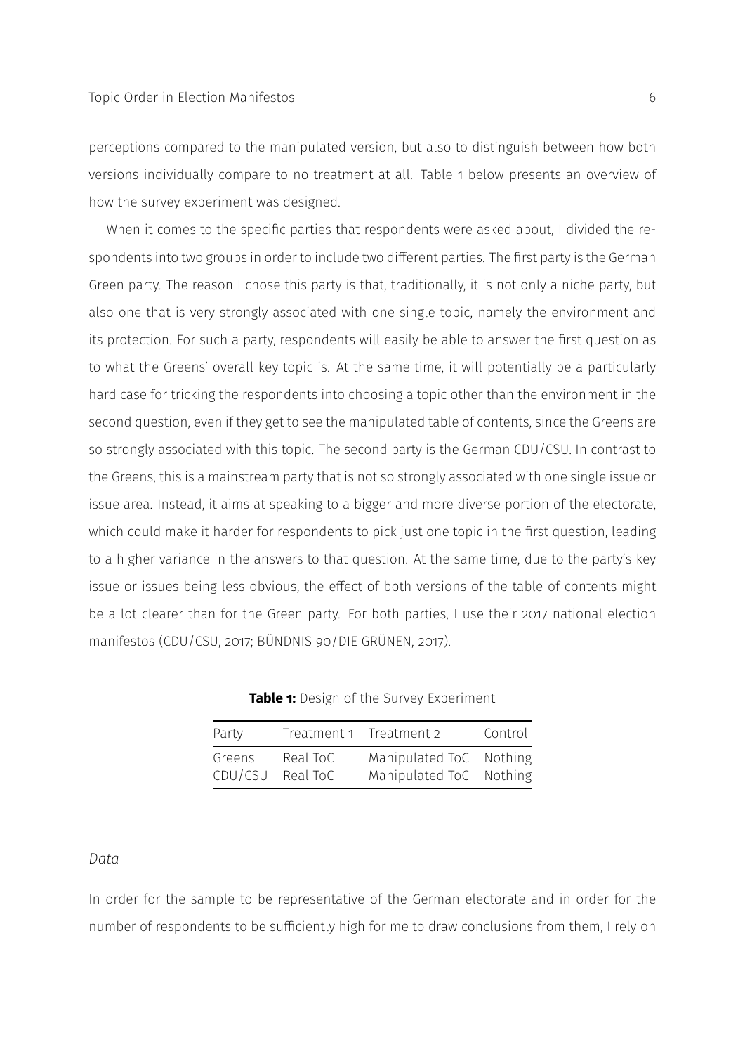perceptions compared to the manipulated version, but also to distinguish between how both versions individually compare to no treatment at all. Table 1 below presents an overview of how the survey experiment was designed.

When it comes to the specific parties that respondents were asked about, I divided the respondents into two groups in order to include two different parties. The first party is the German Green party. The reason I chose this party is that, traditionally, it is not only a niche party, but also one that is very strongly associated with one single topic, namely the environment and its protection. For such a party, respondents will easily be able to answer the first question as to what the Greens' overall key topic is. At the same time, it will potentially be a particularly hard case for tricking the respondents into choosing a topic other than the environment in the second question, even if they get to see the manipulated table of contents, since the Greens are so strongly associated with this topic. The second party is the German CDU/CSU. In contrast to the Greens, this is a mainstream party that is not so strongly associated with one single issue or issue area. Instead, it aims at speaking to a bigger and more diverse portion of the electorate, which could make it harder for respondents to pick just one topic in the first question, leading to a higher variance in the answers to that question. At the same time, due to the party's key issue or issues being less obvious, the effect of both versions of the table of contents might be a lot clearer than for the Green party. For both parties, I use their 2017 national election manifestos (CDU/CSU, 2017; BÜNDNIS 90/DIE GRÜNEN, 2017).

**Table 1:** Design of the Survey Experiment

| Party | Treatment 1 | Treatment 2 | Control |
|---|---|---|---|
| Greens | Real ToC | Manipulated ToC | Nothing |
| CDU/CSU | Real ToC | Manipulated ToC | Nothing |

*Data*

In order for the sample to be representative of the German electorate and in order for the number of respondents to be sufficiently high for me to draw conclusions from them, I rely on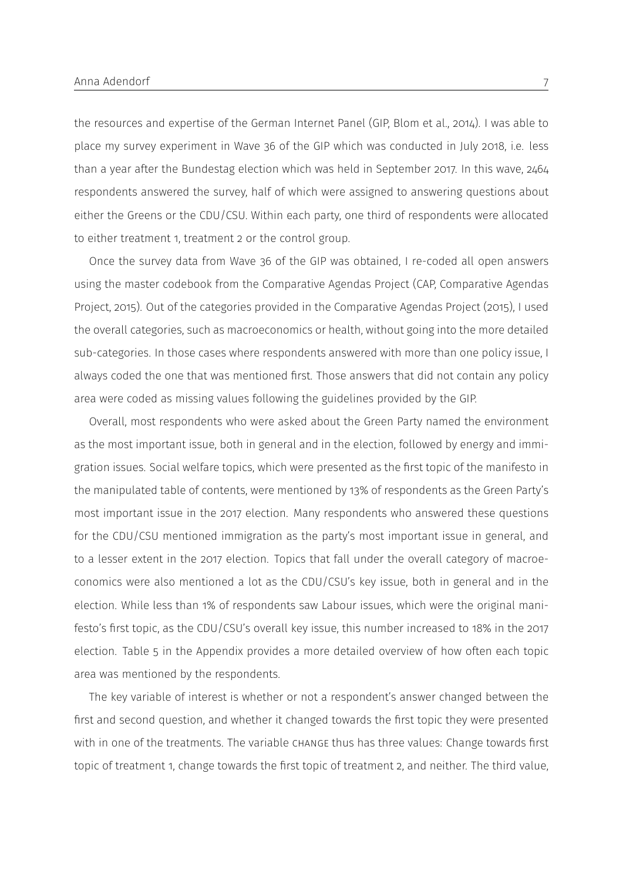the resources and expertise of the German Internet Panel (GIP, Blom et al., 2014). I was able to place my survey experiment in Wave 36 of the GIP which was conducted in July 2018, i.e. less than a year after the Bundestag election which was held in September 2017. In this wave, 2464 respondents answered the survey, half of which were assigned to answering questions about either the Greens or the CDU/CSU. Within each party, one third of respondents were allocated to either treatment 1, treatment 2 or the control group.

Once the survey data from Wave 36 of the GIP was obtained, I re-coded all open answers using the master codebook from the Comparative Agendas Project (CAP, Comparative Agendas Project, 2015). Out of the categories provided in the Comparative Agendas Project (2015), I used the overall categories, such as macroeconomics or health, without going into the more detailed sub-categories. In those cases where respondents answered with more than one policy issue, I always coded the one that was mentioned first. Those answers that did not contain any policy area were coded as missing values following the guidelines provided by the GIP.

Overall, most respondents who were asked about the Green Party named the environment as the most important issue, both in general and in the election, followed by energy and immigration issues. Social welfare topics, which were presented as the first topic of the manifesto in the manipulated table of contents, were mentioned by 13% of respondents as the Green Party's most important issue in the 2017 election. Many respondents who answered these questions for the CDU/CSU mentioned immigration as the party's most important issue in general, and to a lesser extent in the 2017 election. Topics that fall under the overall category of macroeconomics were also mentioned a lot as the CDU/CSU's key issue, both in general and in the election. While less than 1% of respondents saw Labour issues, which were the original manifesto's first topic, as the CDU/CSU's overall key issue, this number increased to 18% in the 2017 election. Table 5 in the Appendix provides a more detailed overview of how often each topic area was mentioned by the respondents.

The key variable of interest is whether or not a respondent's answer changed between the first and second question, and whether it changed towards the first topic they were presented with in one of the treatments. The variable CHANGE thus has three values: Change towards first topic of treatment 1, change towards the first topic of treatment 2, and neither. The third value,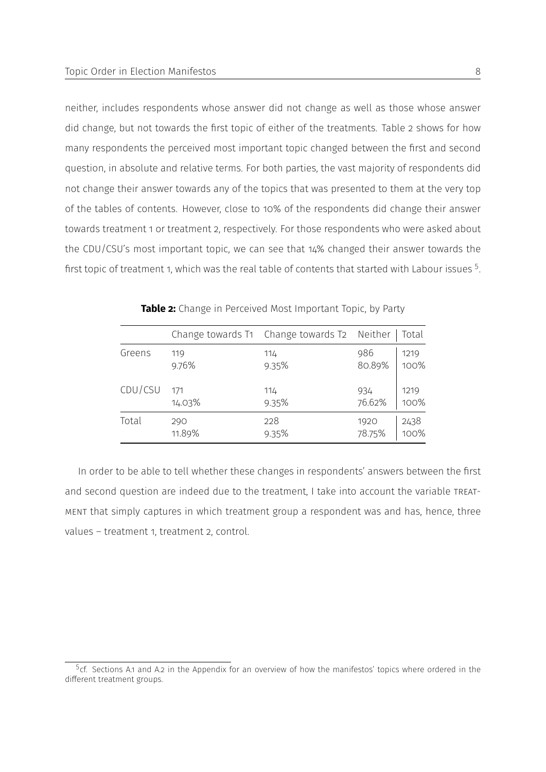neither, includes respondents whose answer did not change as well as those whose answer did change, but not towards the first topic of either of the treatments. Table 2 shows for how many respondents the perceived most important topic changed between the first and second question, in absolute and relative terms. For both parties, the vast majority of respondents did not change their answer towards any of the topics that was presented to them at the very top of the tables of contents. However, close to 10% of the respondents did change their answer towards treatment 1 or treatment 2, respectively. For those respondents who were asked about the CDU/CSU's most important topic, we can see that 14% changed their answer towards the first topic of treatment 1, which was the real table of contents that started with Labour issues [5].

**Table 2:** Change in Perceived Most Important Topic, by Party

| | Change towards T1 | Change towards T2 | Neither | Total |
|---|---|---|---|---|
| Greens | 119<br>9.76% | 114<br>9.35% | 986<br>80.89% | 1219<br>100% |
| CDU/CSU | 171<br>14.03% | 114<br>9.35% | 934<br>76.62% | 1219<br>100% |
| Total | 290<br>11.89% | 228<br>9.35% | 1920<br>78.75% | 2438<br>100% |

In order to be able to tell whether these changes in respondents' answers between the first and second question are indeed due to the treatment, I take into account the variable TREATMENT that simply captures in which treatment group a respondent was and has, hence, three values – treatment 1, treatment 2, control.

[5] cf. Sections A.1 and A.2 in the Appendix for an overview of how the manifestos' topics where ordered in the different treatment groups.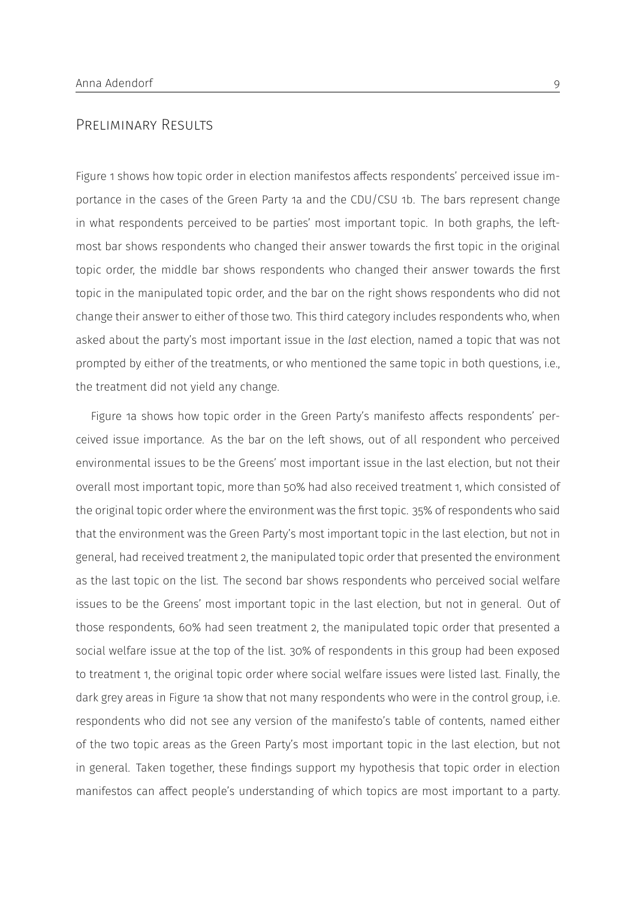## Preliminary Results

Figure 1 shows how topic order in election manifestos affects respondents' perceived issue importance in the cases of the Green Party 1a and the CDU/CSU 1b. The bars represent change in what respondents perceived to be parties' most important topic. In both graphs, the leftmost bar shows respondents who changed their answer towards the first topic in the original topic order, the middle bar shows respondents who changed their answer towards the first topic in the manipulated topic order, and the bar on the right shows respondents who did not change their answer to either of those two. This third category includes respondents who, when asked about the party's most important issue in the *last* election, named a topic that was not prompted by either of the treatments, or who mentioned the same topic in both questions, i.e., the treatment did not yield any change.

Figure 1a shows how topic order in the Green Party's manifesto affects respondents' perceived issue importance. As the bar on the left shows, out of all respondent who perceived environmental issues to be the Greens' most important issue in the last election, but not their overall most important topic, more than 50% had also received treatment 1, which consisted of the original topic order where the environment was the first topic. 35% of respondents who said that the environment was the Green Party's most important topic in the last election, but not in general, had received treatment 2, the manipulated topic order that presented the environment as the last topic on the list. The second bar shows respondents who perceived social welfare issues to be the Greens' most important topic in the last election, but not in general. Out of those respondents, 60% had seen treatment 2, the manipulated topic order that presented a social welfare issue at the top of the list. 30% of respondents in this group had been exposed to treatment 1, the original topic order where social welfare issues were listed last. Finally, the dark grey areas in Figure 1a show that not many respondents who were in the control group, i.e. respondents who did not see any version of the manifesto's table of contents, named either of the two topic areas as the Green Party's most important topic in the last election, but not in general. Taken together, these findings support my hypothesis that topic order in election manifestos can affect people's understanding of which topics are most important to a party.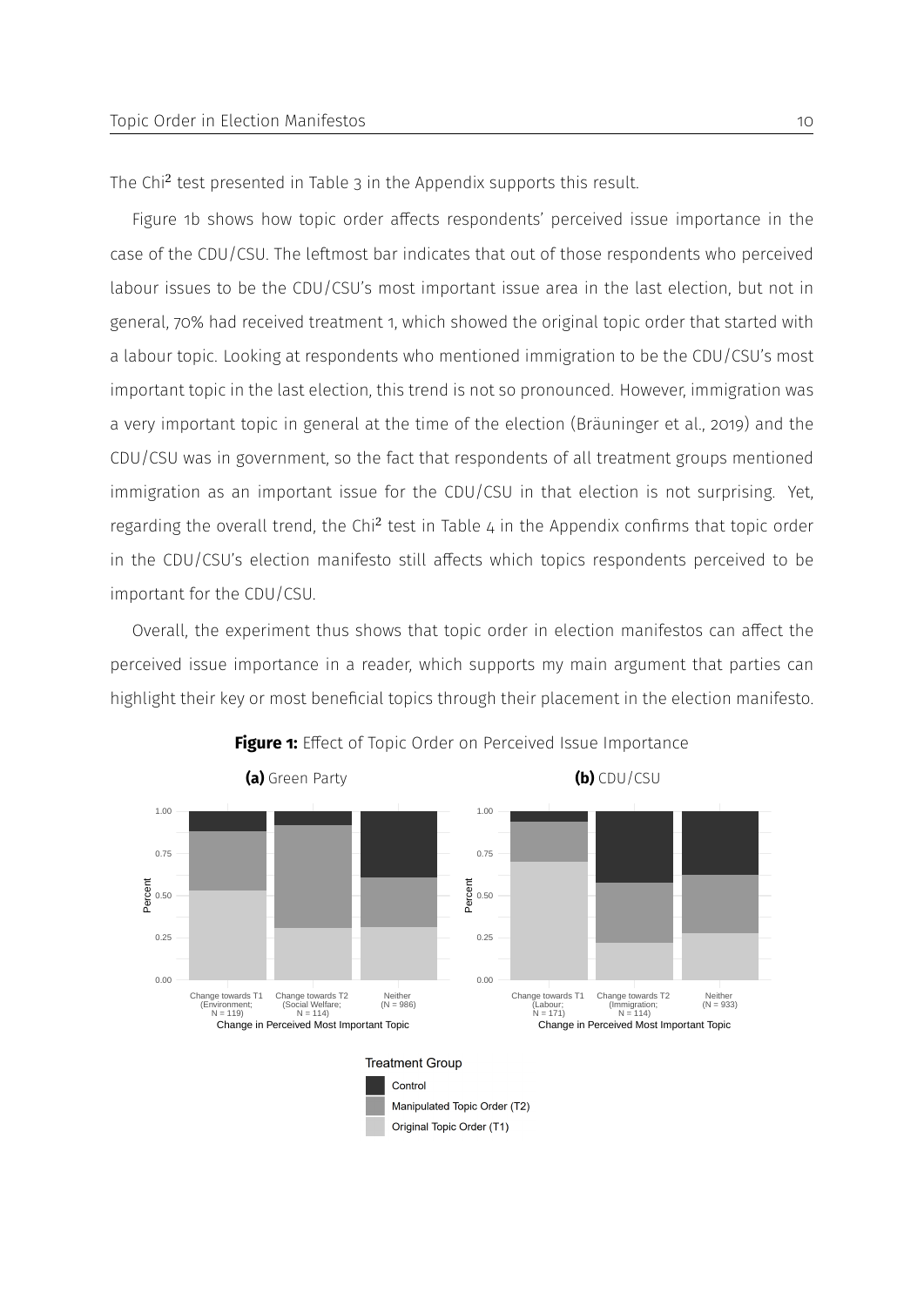The Chi² test presented in Table 3 in the Appendix supports this result.

Figure 1b shows how topic order affects respondents' perceived issue importance in the case of the CDU/CSU. The leftmost bar indicates that out of those respondents who perceived labour issues to be the CDU/CSU's most important issue area in the last election, but not in general, 70% had received treatment 1, which showed the original topic order that started with a labour topic. Looking at respondents who mentioned immigration to be the CDU/CSU's most important topic in the last election, this trend is not so pronounced. However, immigration was a very important topic in general at the time of the election (Bräuninger et al., 2019) and the CDU/CSU was in government, so the fact that respondents of all treatment groups mentioned immigration as an important issue for the CDU/CSU in that election is not surprising. Yet, regarding the overall trend, the Chi² test in Table 4 in the Appendix confirms that topic order in the CDU/CSU's election manifesto still affects which topics respondents perceived to be important for the CDU/CSU.

Overall, the experiment thus shows that topic order in election manifestos can affect the perceived issue importance in a reader, which supports my main argument that parties can highlight their key or most beneficial topics through their placement in the election manifesto.

**Figure 1:** Effect of Topic Order on Perceived Issue Importance

**(a)** Green Party

Percent
1.00
0.75
0.50
0.25
0.00

Change towards T1 (Environment; N = 119)
Change towards T2 (Social Welfare; N = 114)
Neither (N = 986)

Change in Perceived Most Important Topic

**(b)** CDU/CSU

Percent
1.00
0.75
0.50
0.25
0.00

Change towards T1 (Labour; N = 171)
Change towards T2 (Immigration; N = 114)
Neither (N = 933)

Change in Perceived Most Important Topic

Treatment Group
Control
Manipulated Topic Order (T2)
Original Topic Order (T1)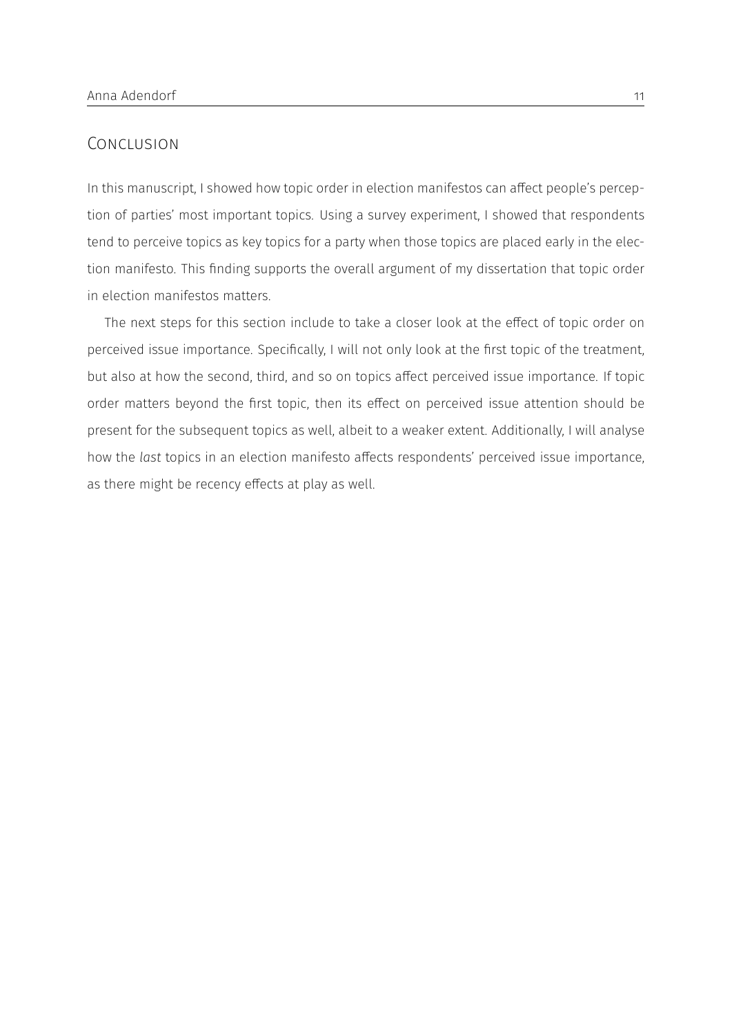## Conclusion

In this manuscript, I showed how topic order in election manifestos can affect people's perception of parties' most important topics. Using a survey experiment, I showed that respondents tend to perceive topics as key topics for a party when those topics are placed early in the election manifesto. This finding supports the overall argument of my dissertation that topic order in election manifestos matters.

The next steps for this section include to take a closer look at the effect of topic order on perceived issue importance. Specifically, I will not only look at the first topic of the treatment, but also at how the second, third, and so on topics affect perceived issue importance. If topic order matters beyond the first topic, then its effect on perceived issue attention should be present for the subsequent topics as well, albeit to a weaker extent. Additionally, I will analyse how the *last* topics in an election manifesto affects respondents' perceived issue importance, as there might be recency effects at play as well.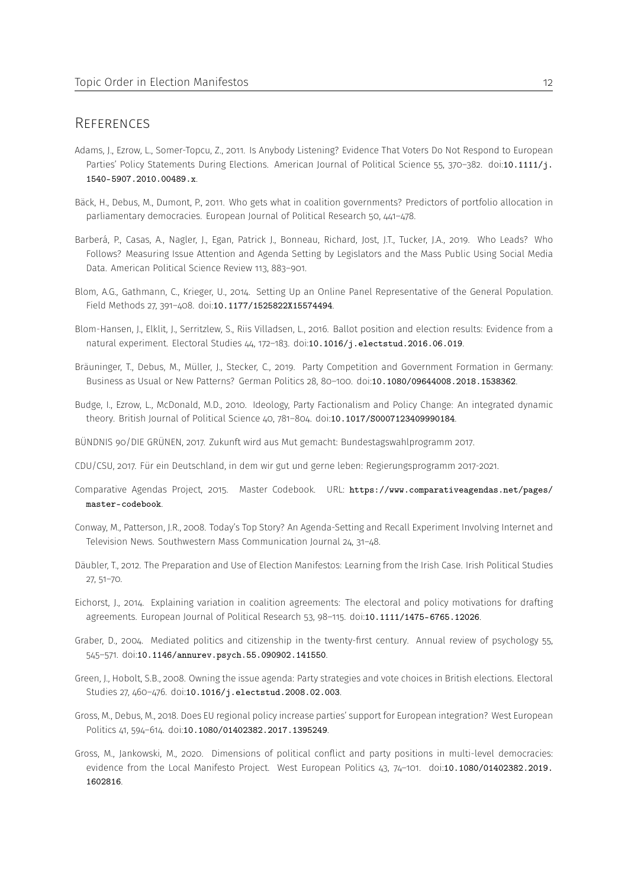# References

Adams, J., Ezrow, L., Somer-Topcu, Z., 2011. Is Anybody Listening? Evidence That Voters Do Not Respond to European Parties' Policy Statements During Elections. American Journal of Political Science 55, 370–382. doi:10.1111/j.1540-5907.2010.00489.x.

Bäck, H., Debus, M., Dumont, P., 2011. Who gets what in coalition governments? Predictors of portfolio allocation in parliamentary democracies. European Journal of Political Research 50, 441–478.

Barberá, P., Casas, A., Nagler, J., Egan, Patrick J., Bonneau, Richard, Jost, J.T., Tucker, J.A., 2019. Who Leads? Who Follows? Measuring Issue Attention and Agenda Setting by Legislators and the Mass Public Using Social Media Data. American Political Science Review 113, 883–901.

Blom, A.G., Gathmann, C., Krieger, U., 2014. Setting Up an Online Panel Representative of the General Population. Field Methods 27, 391–408. doi:10.1177/1525822X15574494.

Blom-Hansen, J., Elklit, J., Serritzlew, S., Riis Villadsen, L., 2016. Ballot position and election results: Evidence from a natural experiment. Electoral Studies 44, 172–183. doi:10.1016/j.electstud.2016.06.019.

Bräuninger, T., Debus, M., Müller, J., Stecker, C., 2019. Party Competition and Government Formation in Germany: Business as Usual or New Patterns? German Politics 28, 80–100. doi:10.1080/09644008.2018.1538362.

Budge, I., Ezrow, L., McDonald, M.D., 2010. Ideology, Party Factionalism and Policy Change: An integrated dynamic theory. British Journal of Political Science 40, 781–804. doi:10.1017/S0007123409990184.

BÜNDNIS 90/DIE GRÜNEN, 2017. Zukunft wird aus Mut gemacht: Bundestagswahlprogramm 2017.

CDU/CSU, 2017. Für ein Deutschland, in dem wir gut und gerne leben: Regierungsprogramm 2017-2021.

Comparative Agendas Project, 2015. Master Codebook. URL: https://www.comparativeagendas.net/pages/master-codebook.

Conway, M., Patterson, J.R., 2008. Today's Top Story? An Agenda-Setting and Recall Experiment Involving Internet and Television News. Southwestern Mass Communication Journal 24, 31–48.

Däubler, T., 2012. The Preparation and Use of Election Manifestos: Learning from the Irish Case. Irish Political Studies 27, 51–70.

Eichorst, J., 2014. Explaining variation in coalition agreements: The electoral and policy motivations for drafting agreements. European Journal of Political Research 53, 98–115. doi:10.1111/1475-6765.12026.

Graber, D., 2004. Mediated politics and citizenship in the twenty-first century. Annual review of psychology 55, 545–571. doi:10.1146/annurev.psych.55.090902.141550.

Green, J., Hobolt, S.B., 2008. Owning the issue agenda: Party strategies and vote choices in British elections. Electoral Studies 27, 460–476. doi:10.1016/j.electstud.2008.02.003.

Gross, M., Debus, M., 2018. Does EU regional policy increase parties' support for European integration? West European Politics 41, 594–614. doi:10.1080/01402382.2017.1395249.

Gross, M., Jankowski, M., 2020. Dimensions of political conflict and party positions in multi-level democracies: evidence from the Local Manifesto Project. West European Politics 43, 74–101. doi:10.1080/01402382.2019.1602816.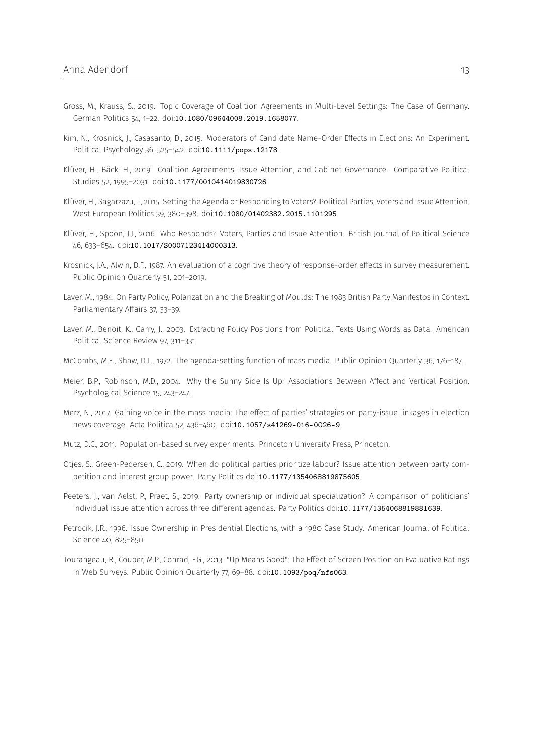Gross, M., Krauss, S., 2019. Topic Coverage of Coalition Agreements in Multi-Level Settings: The Case of Germany. German Politics 54, 1–22. doi:10.1080/09644008.2019.1658077.

Kim, N., Krosnick, J., Casasanto, D., 2015. Moderators of Candidate Name-Order Effects in Elections: An Experiment. Political Psychology 36, 525–542. doi:10.1111/pops.12178.

Klüver, H., Bäck, H., 2019. Coalition Agreements, Issue Attention, and Cabinet Governance. Comparative Political Studies 52, 1995–2031. doi:10.1177/0010414019830726.

Klüver, H., Sagarzazu, I., 2015. Setting the Agenda or Responding to Voters? Political Parties, Voters and Issue Attention. West European Politics 39, 380–398. doi:10.1080/01402382.2015.1101295.

Klüver, H., Spoon, J.J., 2016. Who Responds? Voters, Parties and Issue Attention. British Journal of Political Science 46, 633–654. doi:10.1017/S0007123414000313.

Krosnick, J.A., Alwin, D.F., 1987. An evaluation of a cognitive theory of response-order effects in survey measurement. Public Opinion Quarterly 51, 201–2019.

Laver, M., 1984. On Party Policy, Polarization and the Breaking of Moulds: The 1983 British Party Manifestos in Context. Parliamentary Affairs 37, 33–39.

Laver, M., Benoit, K., Garry, J., 2003. Extracting Policy Positions from Political Texts Using Words as Data. American Political Science Review 97, 311–331.

McCombs, M.E., Shaw, D.L., 1972. The agenda-setting function of mass media. Public Opinion Quarterly 36, 176–187.

Meier, B.P., Robinson, M.D., 2004. Why the Sunny Side Is Up: Associations Between Affect and Vertical Position. Psychological Science 15, 243–247.

Merz, N., 2017. Gaining voice in the mass media: The effect of parties' strategies on party-issue linkages in election news coverage. Acta Politica 52, 436–460. doi:10.1057/s41269-016-0026-9.

Mutz, D.C., 2011. Population-based survey experiments. Princeton University Press, Princeton.

Otjes, S., Green-Pedersen, C., 2019. When do political parties prioritize labour? Issue attention between party competition and interest group power. Party Politics doi:10.1177/1354068819875605.

Peeters, J., van Aelst, P., Praet, S., 2019. Party ownership or individual specialization? A comparison of politicians' individual issue attention across three different agendas. Party Politics doi:10.1177/1354068819881639.

Petrocik, J.R., 1996. Issue Ownership in Presidential Elections, with a 1980 Case Study. American Journal of Political Science 40, 825–850.

Tourangeau, R., Couper, M.P., Conrad, F.G., 2013. "Up Means Good": The Effect of Screen Position on Evaluative Ratings in Web Surveys. Public Opinion Quarterly 77, 69–88. doi:10.1093/poq/nfs063.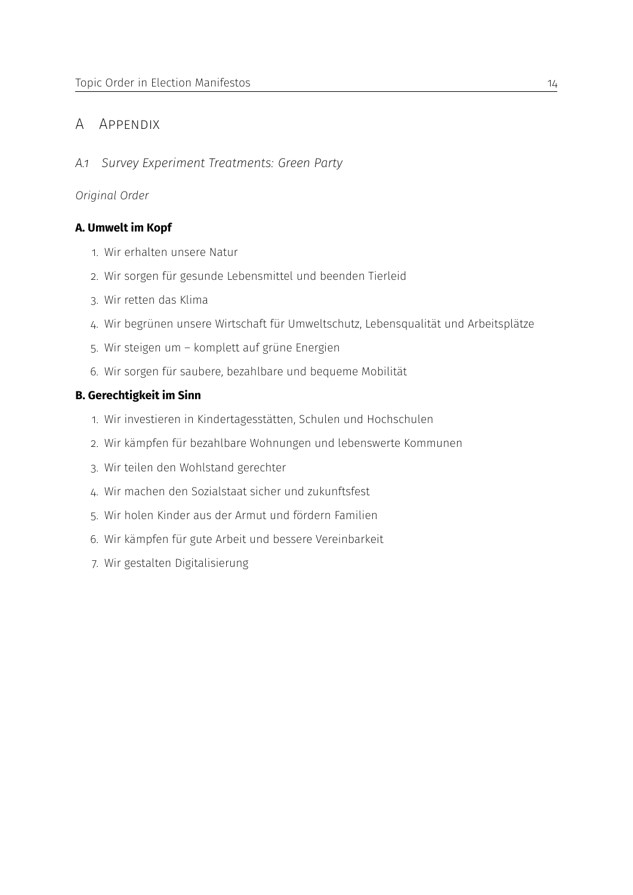# A Appendix

## A.1 Survey Experiment Treatments: Green Party

*Original Order*

**A. Umwelt im Kopf**

1. Wir erhalten unsere Natur
2. Wir sorgen für gesunde Lebensmittel und beenden Tierleid
3. Wir retten das Klima
4. Wir begrünen unsere Wirtschaft für Umweltschutz, Lebensqualität und Arbeitsplätze
5. Wir steigen um – komplett auf grüne Energien
6. Wir sorgen für saubere, bezahlbare und bequeme Mobilität

**B. Gerechtigkeit im Sinn**

1. Wir investieren in Kindertagesstätten, Schulen und Hochschulen
2. Wir kämpfen für bezahlbare Wohnungen und lebenswerte Kommunen
3. Wir teilen den Wohlstand gerechter
4. Wir machen den Sozialstaat sicher und zukunftsfest
5. Wir holen Kinder aus der Armut und fördern Familien
6. Wir kämpfen für gute Arbeit und bessere Vereinbarkeit
7. Wir gestalten Digitalisierung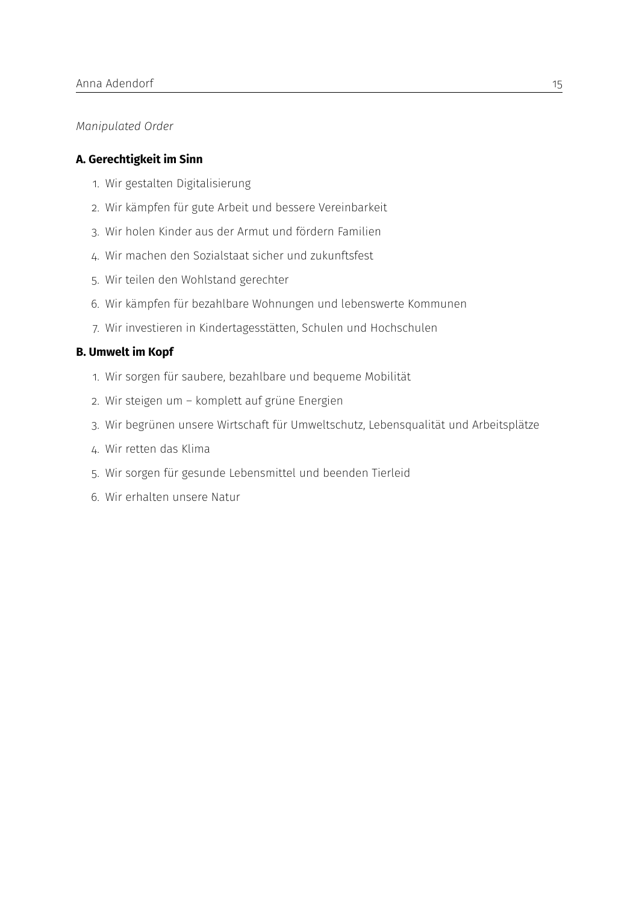*Manipulated Order*

**A. Gerechtigkeit im Sinn**

1. Wir gestalten Digitalisierung
2. Wir kämpfen für gute Arbeit und bessere Vereinbarkeit
3. Wir holen Kinder aus der Armut und fördern Familien
4. Wir machen den Sozialstaat sicher und zukunftsfest
5. Wir teilen den Wohlstand gerechter
6. Wir kämpfen für bezahlbare Wohnungen und lebenswerte Kommunen
7. Wir investieren in Kindertagesstätten, Schulen und Hochschulen

**B. Umwelt im Kopf**

1. Wir sorgen für saubere, bezahlbare und bequeme Mobilität
2. Wir steigen um – komplett auf grüne Energien
3. Wir begrünen unsere Wirtschaft für Umweltschutz, Lebensqualität und Arbeitsplätze
4. Wir retten das Klima
5. Wir sorgen für gesunde Lebensmittel und beenden Tierleid
6. Wir erhalten unsere Natur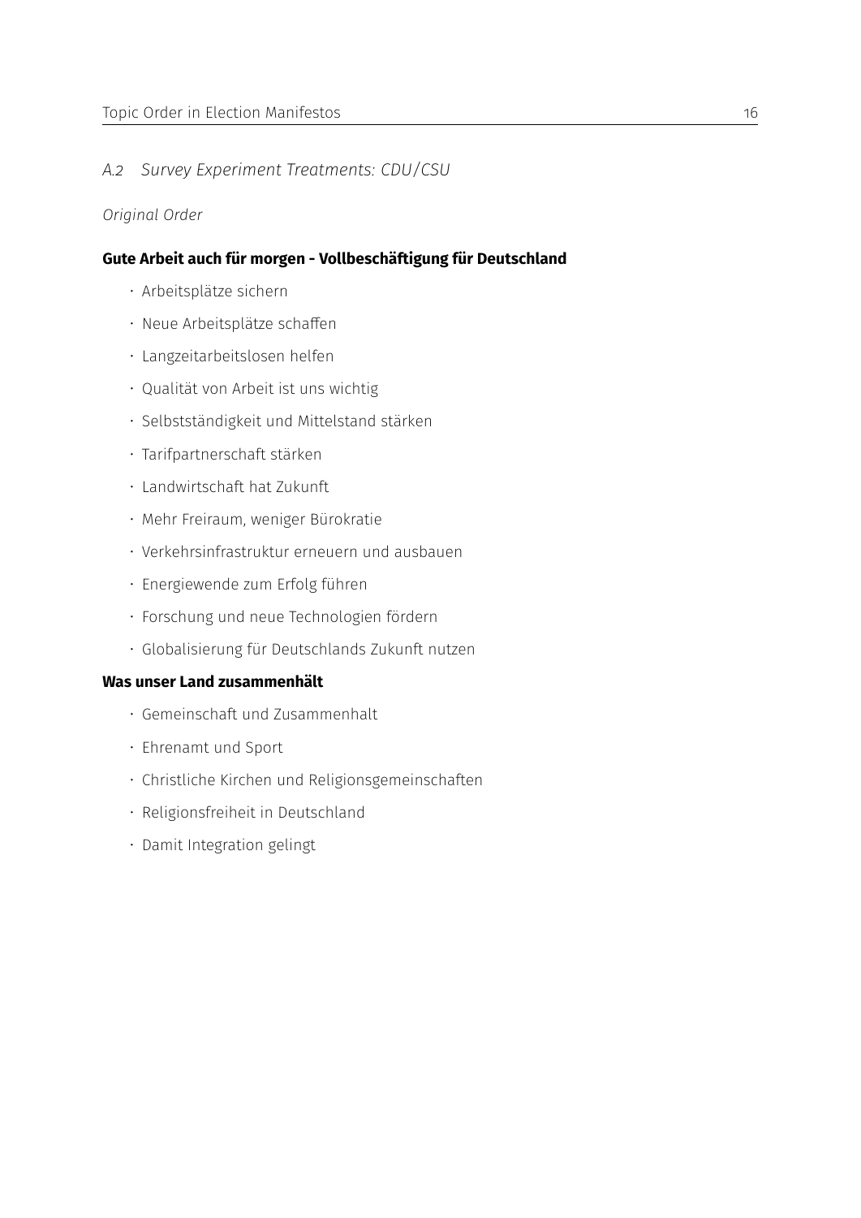### *A.2 Survey Experiment Treatments: CDU/CSU*

*Original Order*

**Gute Arbeit auch für morgen - Vollbeschäftigung für Deutschland**

- Arbeitsplätze sichern
- Neue Arbeitsplätze schaffen
- Langzeitarbeitslosen helfen
- Qualität von Arbeit ist uns wichtig
- Selbstständigkeit und Mittelstand stärken
- Tarifpartnerschaft stärken
- Landwirtschaft hat Zukunft
- Mehr Freiraum, weniger Bürokratie
- Verkehrsinfrastruktur erneuern und ausbauen
- Energiewende zum Erfolg führen
- Forschung und neue Technologien fördern
- Globalisierung für Deutschlands Zukunft nutzen

**Was unser Land zusammenhält**

- Gemeinschaft und Zusammenhalt
- Ehrenamt und Sport
- Christliche Kirchen und Religionsgemeinschaften
- Religionsfreiheit in Deutschland
- Damit Integration gelingt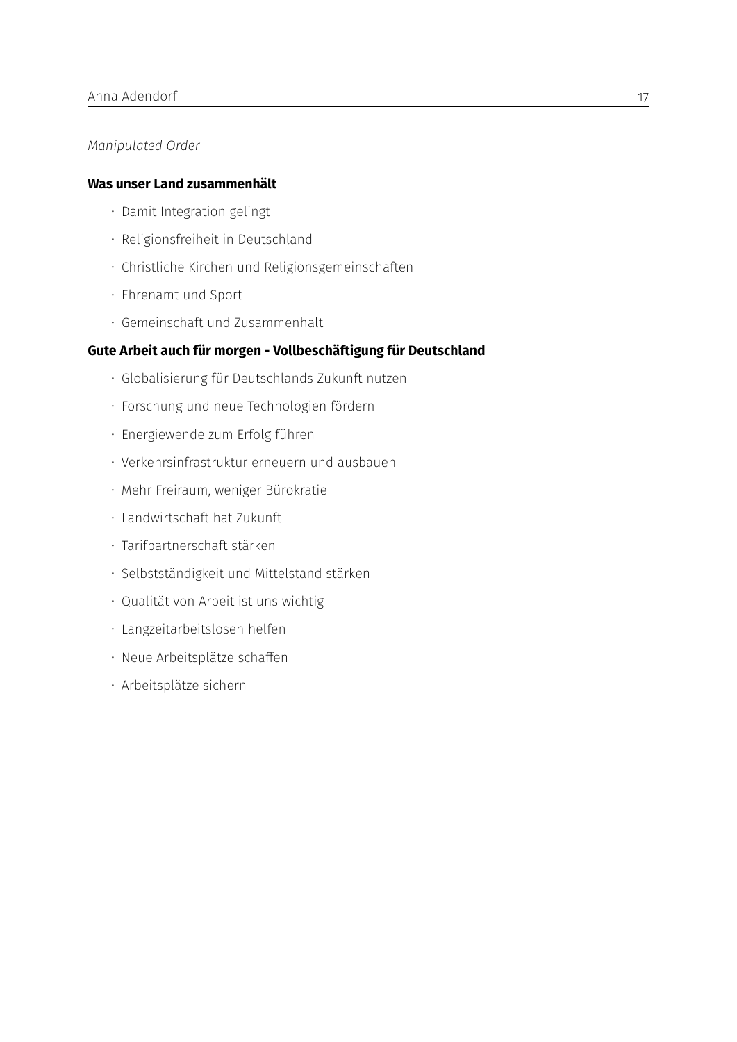*Manipulated Order*

**Was unser Land zusammenhält**

- Damit Integration gelingt
- Religionsfreiheit in Deutschland
- Christliche Kirchen und Religionsgemeinschaften
- Ehrenamt und Sport
- Gemeinschaft und Zusammenhalt

**Gute Arbeit auch für morgen - Vollbeschäftigung für Deutschland**

- Globalisierung für Deutschlands Zukunft nutzen
- Forschung und neue Technologien fördern
- Energiewende zum Erfolg führen
- Verkehrsinfrastruktur erneuern und ausbauen
- Mehr Freiraum, weniger Bürokratie
- Landwirtschaft hat Zukunft
- Tarifpartnerschaft stärken
- Selbstständigkeit und Mittelstand stärken
- Qualität von Arbeit ist uns wichtig
- Langzeitarbeitslosen helfen
- Neue Arbeitsplätze schaffen
- Arbeitsplätze sichern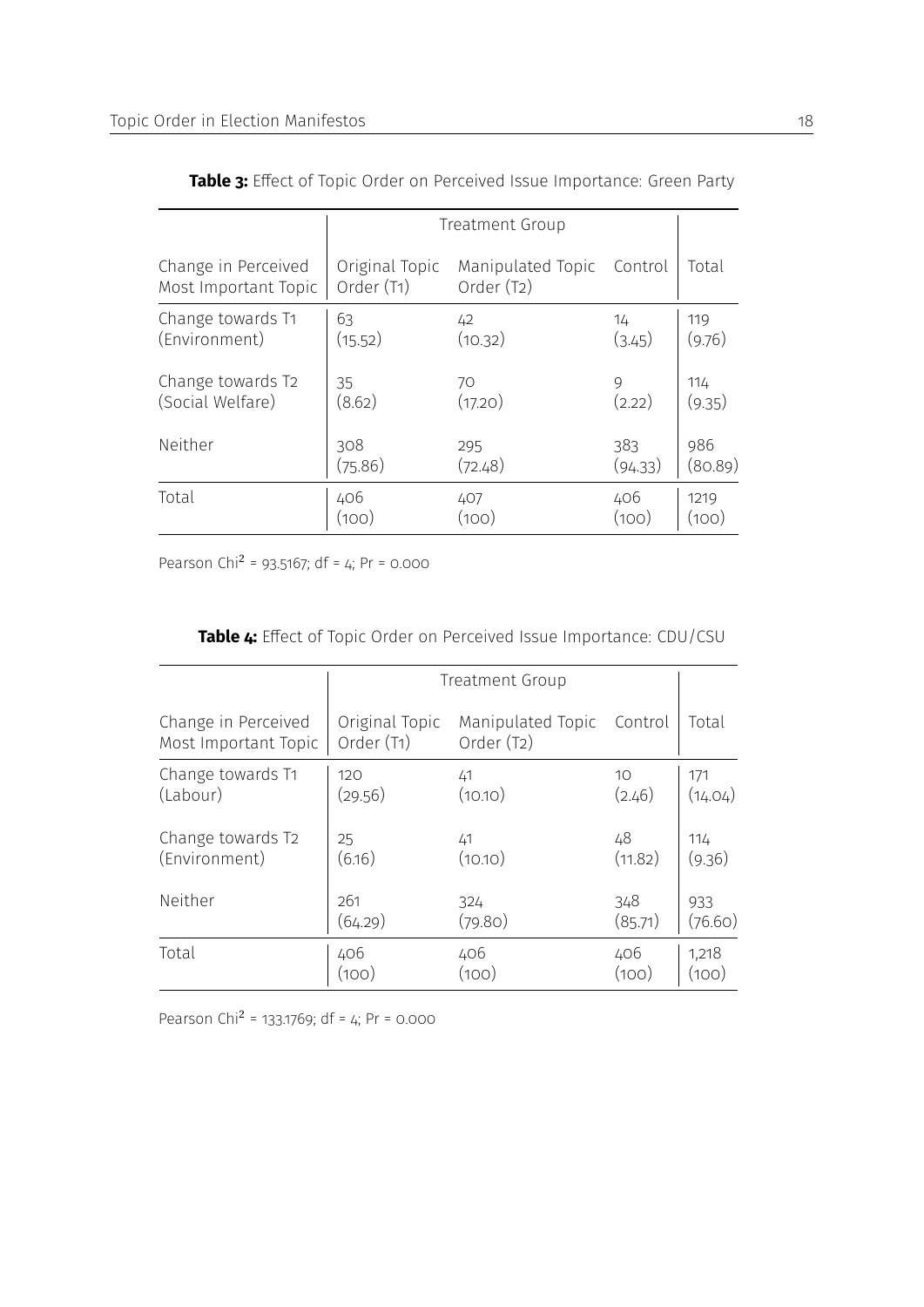**Table 3:** Effect of Topic Order on Perceived Issue Importance: Green Party

| | Treatment Group | | | |
|---|---|---|---|---|
| Change in Perceived Most Important Topic | Original Topic Order (T1) | Manipulated Topic Order (T2) | Control | Total |
| Change towards T1 (Environment) | 63 (15.52) | 42 (10.32) | 14 (3.45) | 119 (9.76) |
| Change towards T2 (Social Welfare) | 35 (8.62) | 70 (17.20) | 9 (2.22) | 114 (9.35) |
| Neither | 308 (75.86) | 295 (72.48) | 383 (94.33) | 986 (80.89) |
| Total | 406 (100) | 407 (100) | 406 (100) | 1219 (100) |

Pearson $Chi^2$ = 93.5167; df = 4; Pr = 0.000

**Table 4:** Effect of Topic Order on Perceived Issue Importance: CDU/CSU

| | Treatment Group | | | |
|---|---|---|---|---|
| Change in Perceived Most Important Topic | Original Topic Order (T1) | Manipulated Topic Order (T2) | Control | Total |
| Change towards T1 (Labour) | 120 (29.56) | 41 (10.10) | 10 (2.46) | 171 (14.04) |
| Change towards T2 (Environment) | 25 (6.16) | 41 (10.10) | 48 (11.82) | 114 (9.36) |
| Neither | 261 (64.29) | 324 (79.80) | 348 (85.71) | 933 (76.60) |
| Total | 406 (100) | 406 (100) | 406 (100) | 1,218 (100) |

Pearson $Chi^2$ = 133.1769; df = 4; Pr = 0.000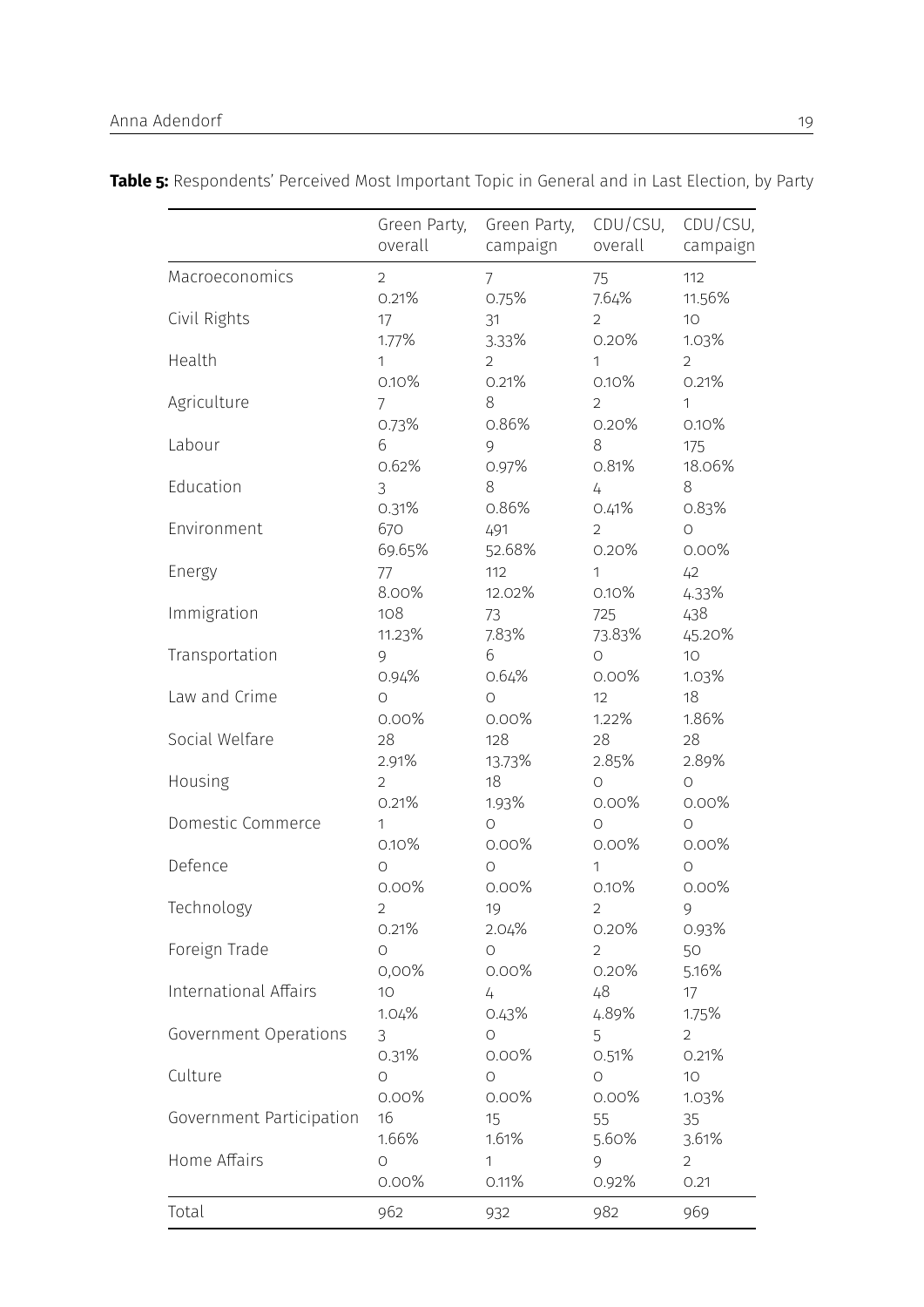**Table 5:** Respondents' Perceived Most Important Topic in General and in Last Election, by Party

| | Green Party, overall | Green Party, campaign | CDU/CSU, overall | CDU/CSU, campaign |
|---|---|---|---|---|
| Macroeconomics | 2<br>0.21% | 7<br>0.75% | 75<br>7.64% | 112<br>11.56% |
| Civil Rights | 17<br>1.77% | 31<br>3.33% | 2<br>0.20% | 10<br>1.03% |
| Health | 1<br>0.10% | 2<br>0.21% | 1<br>0.10% | 2<br>0.21% |
| Agriculture | 7<br>0.73% | 8<br>0.86% | 2<br>0.20% | 1<br>0.10% |
| Labour | 6<br>0.62% | 9<br>0.97% | 8<br>0.81% | 175<br>18.06% |
| Education | 3<br>0.31% | 8<br>0.86% | 4<br>0.41% | 8<br>0.83% |
| Environment | 670<br>69.65% | 491<br>52.68% | 2<br>0.20% | 0<br>0.00% |
| Energy | 77<br>8.00% | 112<br>12.02% | 1<br>0.10% | 42<br>4.33% |
| Immigration | 108<br>11.23% | 73<br>7.83% | 725<br>73.83% | 438<br>45.20% |
| Transportation | 9<br>0.94% | 6<br>0.64% | 0<br>0.00% | 10<br>1.03% |
| Law and Crime | 0<br>0.00% | 0<br>0.00% | 12<br>1.22% | 18<br>1.86% |
| Social Welfare | 28<br>2.91% | 128<br>13.73% | 28<br>2.85% | 28<br>2.89% |
| Housing | 2<br>0.21% | 18<br>1.93% | 0<br>0.00% | 0<br>0.00% |
| Domestic Commerce | 1<br>0.10% | 0<br>0.00% | 0<br>0.00% | 0<br>0.00% |
| Defence | 0<br>0.00% | 0<br>0.00% | 1<br>0.10% | 0<br>0.00% |
| Technology | 2<br>0.21% | 19<br>2.04% | 2<br>0.20% | 9<br>0.93% |
| Foreign Trade | 0<br>0,00% | 0<br>0.00% | 2<br>0.20% | 50<br>5.16% |
| International Affairs | 10<br>1.04% | 4<br>0.43% | 48<br>4.89% | 17<br>1.75% |
| Government Operations | 3<br>0.31% | 0<br>0.00% | 5<br>0.51% | 2<br>0.21% |
| Culture | 0<br>0.00% | 0<br>0.00% | 0<br>0.00% | 10<br>1.03% |
| Government Participation | 16<br>1.66% | 15<br>1.61% | 55<br>5.60% | 35<br>3.61% |
| Home Affairs | 0<br>0.00% | 1<br>0.11% | 9<br>0.92% | 2<br>0.21 |
| Total | 962 | 932 | 982 | 969 |